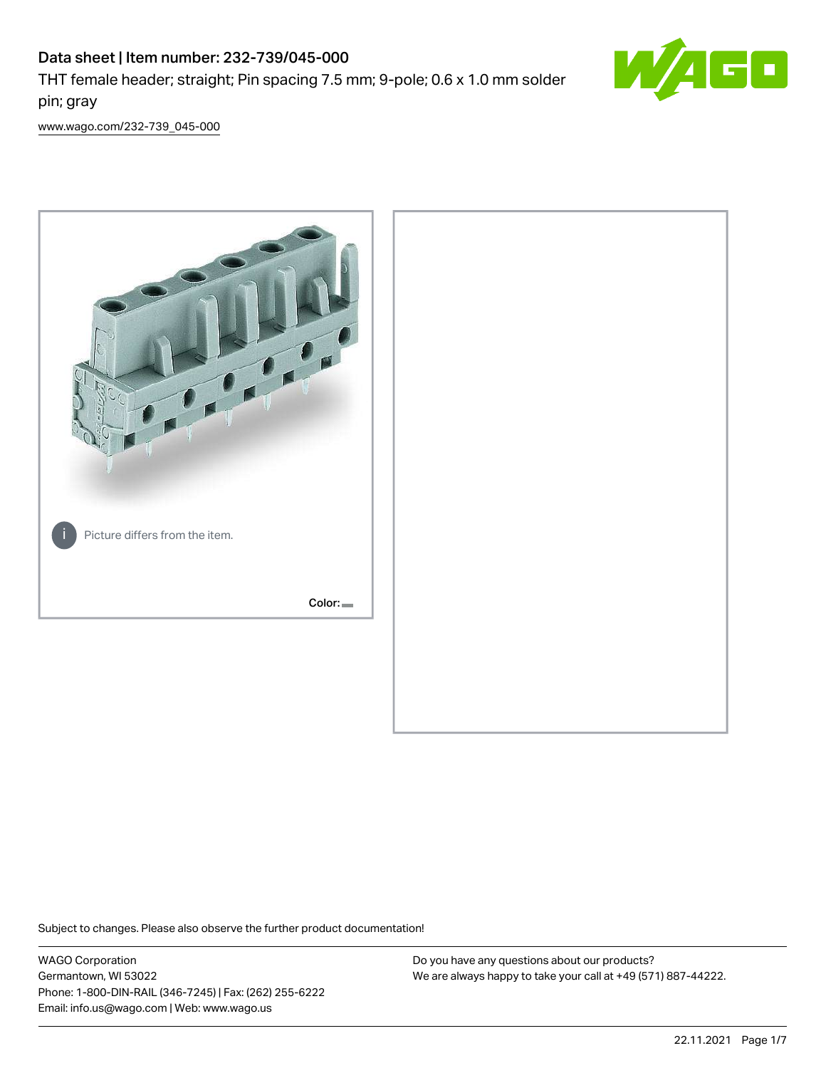# Data sheet | Item number: 232-739/045-000

THT female header; straight; Pin spacing 7.5 mm; 9-pole; 0.6 x 1.0 mm solder pin; gray

www.wago.com/232-739_045-000

Picture differs from the item.

Color:

Subject to changes. Please also observe the further product documentation!

WAGO Corporation
Germantown, WI 53022
Phone: 1-800-DIN-RAIL (346-7245) | Fax: (262) 255-6222
Email: info.us@wago.com | Web: www.wago.us

Do you have any questions about our products?
We are always happy to take your call at +49 (571) 887-44222.

22.11.2021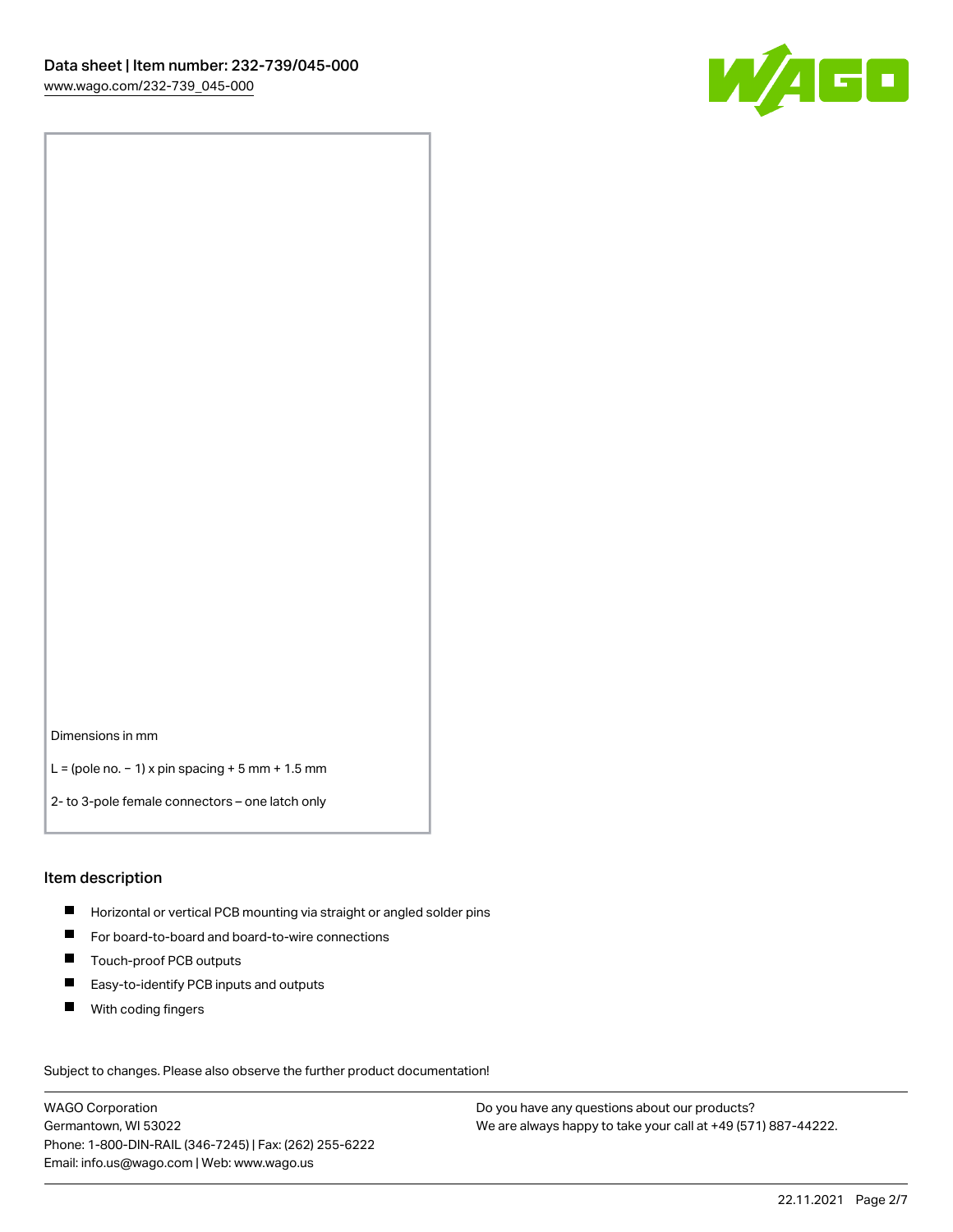Dimensions in mm

L = (pole no. − 1) x pin spacing + 5 mm + 1.5 mm

2- to 3-pole female connectors – one latch only

## Item description

- Horizontal or vertical PCB mounting via straight or angled solder pins
- For board-to-board and board-to-wire connections
- Touch-proof PCB outputs
- Easy-to-identify PCB inputs and outputs
- With coding fingers

Subject to changes. Please also observe the further product documentation!

WAGO Corporation
Germantown, WI 53022
Phone: 1-800-DIN-RAIL (346-7245) | Fax: (262) 255-6222
Email: info.us@wago.com | Web: www.wago.us

Do you have any questions about our products?
We are always happy to take your call at +49 (571) 887-44222.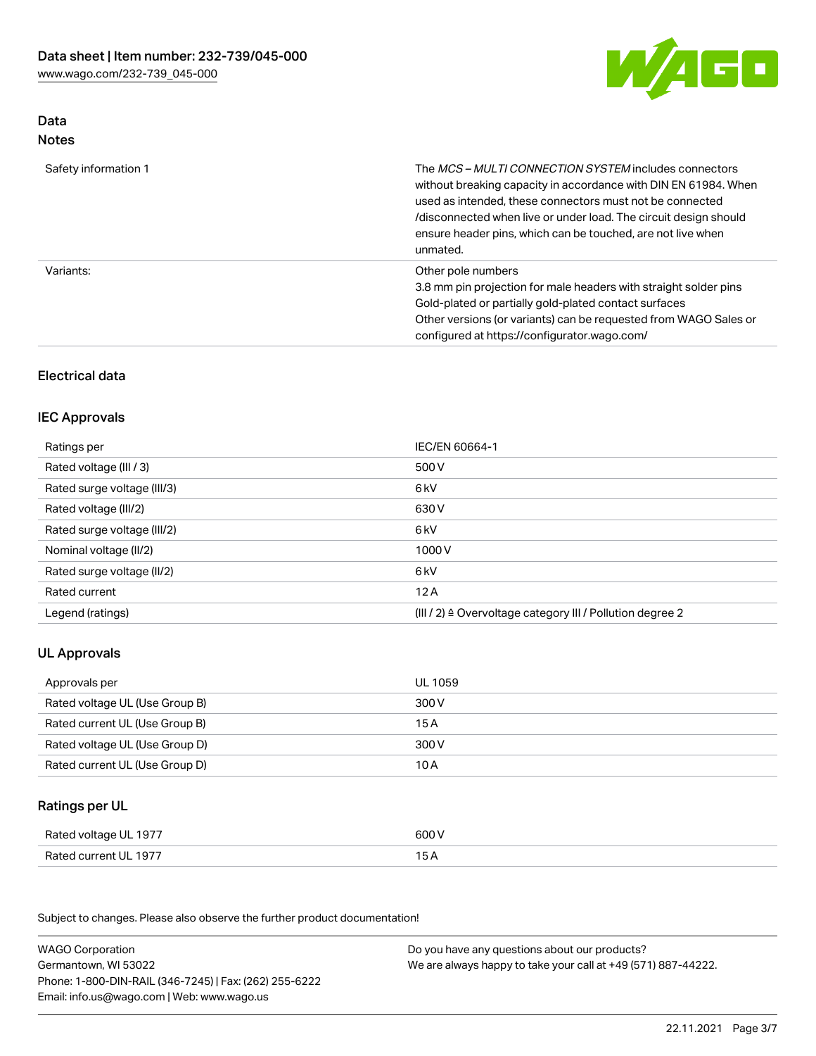## Data
### Notes

| | |
|---|---|
| Safety information 1 | The *MCS – MULTI CONNECTION SYSTEM* includes connectors without breaking capacity in accordance with DIN EN 61984. When used as intended, these connectors must not be connected /disconnected when live or under load. The circuit design should ensure header pins, which can be touched, are not live when unmated. |
| Variants: | Other pole numbers<br>3.8 mm pin projection for male headers with straight solder pins<br>Gold-plated or partially gold-plated contact surfaces<br>Other versions (or variants) can be requested from WAGO Sales or configured at https://configurator.wago.com/ |

## Electrical data

### IEC Approvals

| | |
|---|---|
| Ratings per | IEC/EN 60664-1 |
| Rated voltage (III / 3) | 500 V |
| Rated surge voltage (III/3) | 6 kV |
| Rated voltage (III/2) | 630 V |
| Rated surge voltage (III/2) | 6 kV |
| Nominal voltage (II/2) | 1000 V |
| Rated surge voltage (II/2) | 6 kV |
| Rated current | 12 A |
| Legend (ratings) | (III / 2) ≙ Overvoltage category III / Pollution degree 2 |

### UL Approvals

| | |
|---|---|
| Approvals per | UL 1059 |
| Rated voltage UL (Use Group B) | 300 V |
| Rated current UL (Use Group B) | 15 A |
| Rated voltage UL (Use Group D) | 300 V |
| Rated current UL (Use Group D) | 10 A |

### Ratings per UL

| | |
|---|---|
| Rated voltage UL 1977 | 600 V |
| Rated current UL 1977 | 15 A |

Subject to changes. Please also observe the further product documentation!

WAGO Corporation
Germantown, WI 53022
Phone: 1-800-DIN-RAIL (346-7245) | Fax: (262) 255-6222
Email: info.us@wago.com | Web: www.wago.us

Do you have any questions about our products?
We are always happy to take your call at +49 (571) 887-44222.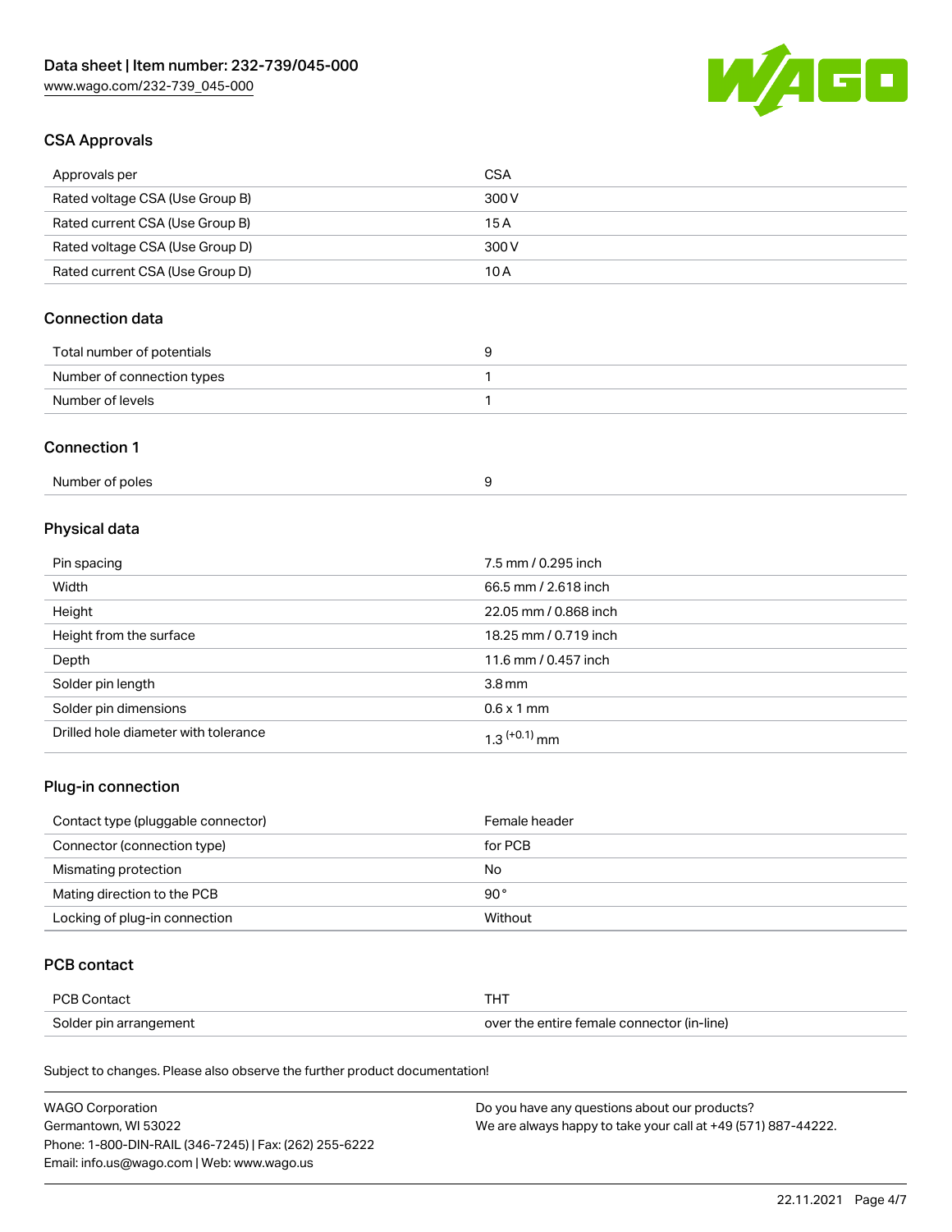## CSA Approvals

| Approvals per | CSA |
| --- | --- |
| Rated voltage CSA (Use Group B) | 300 V |
| Rated current CSA (Use Group B) | 15 A |
| Rated voltage CSA (Use Group D) | 300 V |
| Rated current CSA (Use Group D) | 10 A |

## Connection data

| Total number of potentials | 9 |
| --- | --- |
| Number of connection types | 1 |
| Number of levels | 1 |

## Connection 1

| Number of poles | 9 |
| --- | --- |

## Physical data

| Pin spacing | 7.5 mm / 0.295 inch |
| --- | --- |
| Width | 66.5 mm / 2.618 inch |
| Height | 22.05 mm / 0.868 inch |
| Height from the surface | 18.25 mm / 0.719 inch |
| Depth | 11.6 mm / 0.457 inch |
| Solder pin length | 3.8 mm |
| Solder pin dimensions | 0.6 x 1 mm |
| Drilled hole diameter with tolerance | $1.3^{(+0.1)}$ mm |

## Plug-in connection

| Contact type (pluggable connector) | Female header |
| --- | --- |
| Connector (connection type) | for PCB |
| Mismating protection | No |
| Mating direction to the PCB | 90° |
| Locking of plug-in connection | Without |

## PCB contact

| PCB Contact | THT |
| --- | --- |
| Solder pin arrangement | over the entire female connector (in-line) |

Subject to changes. Please also observe the further product documentation!

WAGO Corporation
Germantown, WI 53022
Phone: 1-800-DIN-RAIL (346-7245) | Fax: (262) 255-6222
Email: info.us@wago.com | Web: www.wago.us

Do you have any questions about our products?
We are always happy to take your call at +49 (571) 887-44222.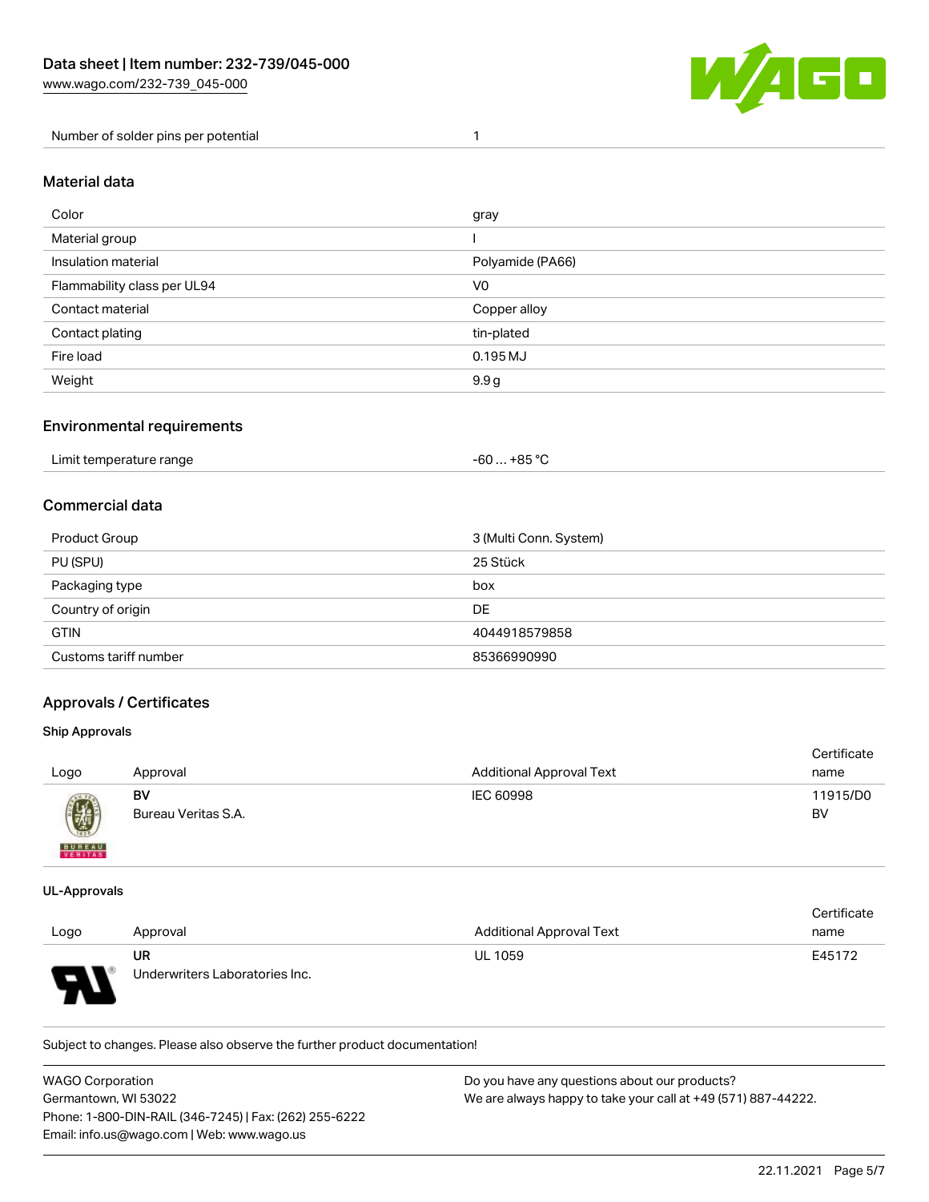| Number of solder pins per potential | 1 |
| --- | --- |

## Material data

| Color | gray |
| --- | --- |
| Material group | I |
| Insulation material | Polyamide (PA66) |
| Flammability class per UL94 | V0 |
| Contact material | Copper alloy |
| Contact plating | tin-plated |
| Fire load | 0.195 MJ |
| Weight | 9.9 g |

## Environmental requirements

| Limit temperature range | -60 … +85 °C |
| --- | --- |

## Commercial data

| Product Group | 3 (Multi Conn. System) |
| --- | --- |
| PU (SPU) | 25 Stück |
| Packaging type | box |
| Country of origin | DE |
| GTIN | 4044918579858 |
| Customs tariff number | 85366990990 |

## Approvals / Certificates

### Ship Approvals

| Logo | Approval | Additional Approval Text | Certificate name |
| --- | --- | --- | --- |
| | **BV**<br>Bureau Veritas S.A. | IEC 60998 | 11915/D0 BV |

### UL-Approvals

| Logo | Approval | Additional Approval Text | Certificate name |
| --- | --- | --- | --- |
| | **UR**<br>Underwriters Laboratories Inc. | UL 1059 | E45172 |

Subject to changes. Please also observe the further product documentation!

WAGO Corporation
Germantown, WI 53022
Phone: 1-800-DIN-RAIL (346-7245) | Fax: (262) 255-6222
Email: info.us@wago.com | Web: www.wago.us

Do you have any questions about our products?
We are always happy to take your call at +49 (571) 887-44222.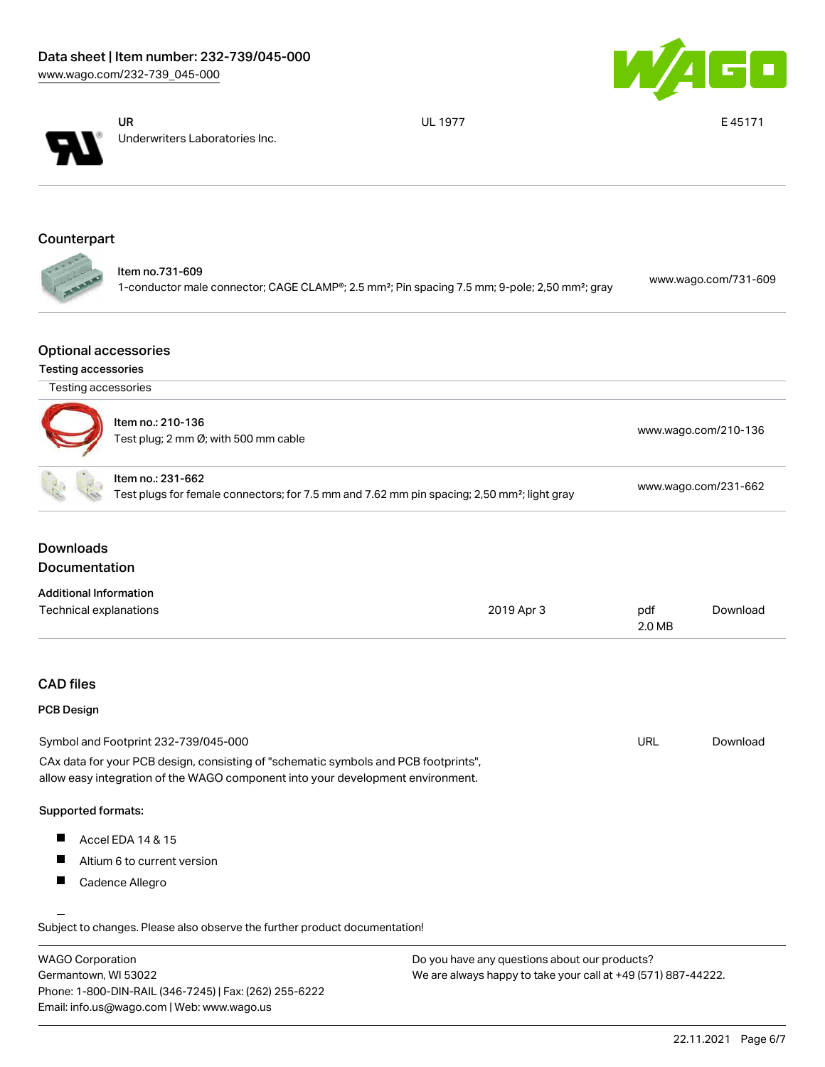| UR | UL 1977 | E 45171 |
| --- | --- | --- |
| Underwriters Laboratories Inc. | | |

## Counterpart

Item no.731-609
1-conductor male connector; CAGE CLAMP®; 2.5 mm²; Pin spacing 7.5 mm; 9-pole; 2,50 mm²; gray — www.wago.com/731-609

## Optional accessories

### Testing accessories

| Testing accessories | |
| --- | --- |
| Item no.: 210-136<br>Test plug; 2 mm Ø; with 500 mm cable | www.wago.com/210-136 |
| Item no.: 231-662<br>Test plugs for female connectors; for 7.5 mm and 7.62 mm pin spacing; 2,50 mm²; light gray | www.wago.com/231-662 |

## Downloads

## Documentation

### Additional Information

| | | | |
| --- | --- | --- | --- |
| Technical explanations | 2019 Apr 3 | pdf<br>2.0 MB | Download |

## CAD files

### PCB Design

| | | |
| --- | --- | --- |
| Symbol and Footprint 232-739/045-000 | URL | Download |

CAx data for your PCB design, consisting of "schematic symbols and PCB footprints", allow easy integration of the WAGO component into your development environment.

**Supported formats:**

- Accel EDA 14 & 15
- Altium 6 to current version
- Cadence Allegro

Subject to changes. Please also observe the further product documentation!

WAGO Corporation
Germantown, WI 53022
Phone: 1-800-DIN-RAIL (346-7245) | Fax: (262) 255-6222
Email: info.us@wago.com | Web: www.wago.us

Do you have any questions about our products?
We are always happy to take your call at +49 (571) 887-44222.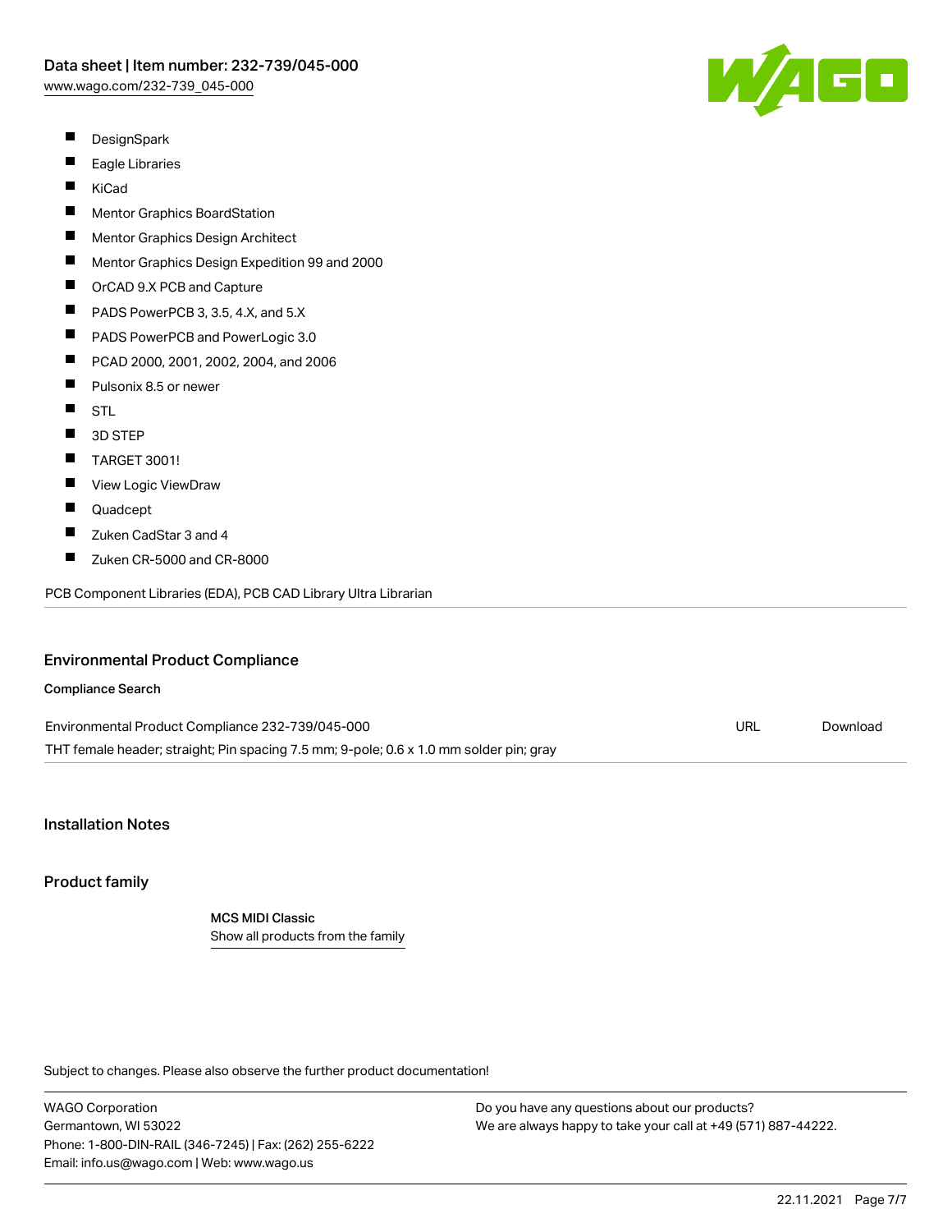- DesignSpark
- Eagle Libraries
- KiCad
- Mentor Graphics BoardStation
- Mentor Graphics Design Architect
- Mentor Graphics Design Expedition 99 and 2000
- OrCAD 9.X PCB and Capture
- PADS PowerPCB 3, 3.5, 4.X, and 5.X
- PADS PowerPCB and PowerLogic 3.0
- PCAD 2000, 2001, 2002, 2004, and 2006
- Pulsonix 8.5 or newer
- STL
- 3D STEP
- TARGET 3001!
- View Logic ViewDraw
- Quadcept
- Zuken CadStar 3 and 4
- Zuken CR-5000 and CR-8000

PCB Component Libraries (EDA), PCB CAD Library Ultra Librarian

## Environmental Product Compliance

### Compliance Search

| | | |
|---|---|---|
| Environmental Product Compliance 232-739/045-000<br>THT female header; straight; Pin spacing 7.5 mm; 9-pole; 0.6 x 1.0 mm solder pin; gray | URL | Download |

## Installation Notes

## Product family

MCS MIDI Classic
Show all products from the family

Subject to changes. Please also observe the further product documentation!

WAGO Corporation
Germantown, WI 53022
Phone: 1-800-DIN-RAIL (346-7245) | Fax: (262) 255-6222
Email: info.us@wago.com | Web: www.wago.us

Do you have any questions about our products?
We are always happy to take your call at +49 (571) 887-44222.